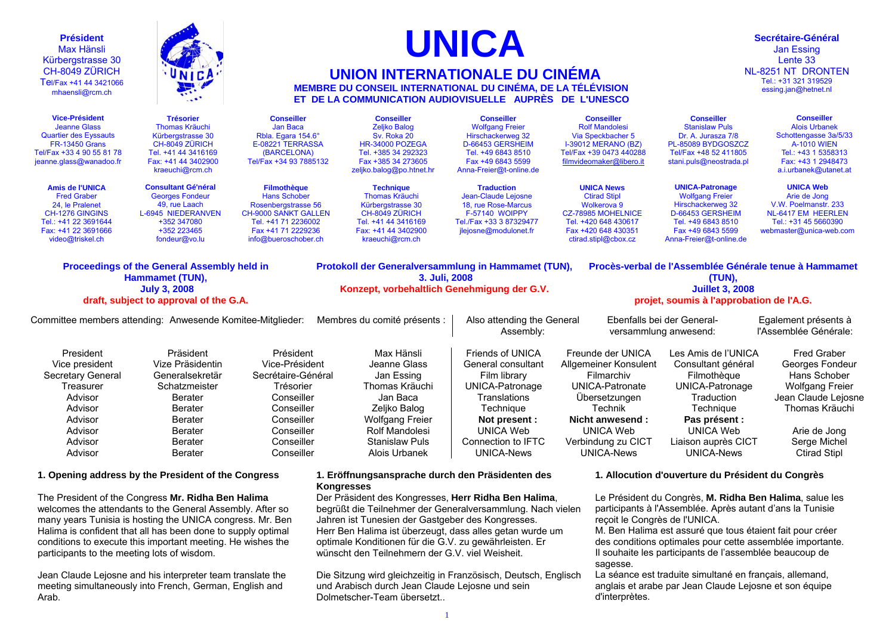**Président**
Max Hänsli
Kürbergstrasse 30
CH-8049 ZÜRICH
Tel/Fax +41 44 3421066
mhaensli@rcm.ch

# UNICA

## UNION INTERNATIONALE DU CINÉMA

**MEMBRE DU CONSEIL INTERNATIONAL DU CINÉMA, DE LA TÉLÉVISION ET DE LA COMMUNICATION AUDIOVISUELLE AUPRÈS DE L'UNESCO**

**Secrétaire-Général**
Jan Essing
Lente 33
NL-8251 NT DRONTEN
Tel.: +31 321 319529
essing.jan@hetnet.nl

| **Vice-Président** | **Trésorier** | **Conseiller** | **Conseiller** | **Conseiller** | **Conseiller** | **Conseiller** | **Conseiller** |
|---|---|---|---|---|---|---|---|
| Jeanne Glass | Thomas Kräuchi | Jan Baca | Zeljko Balog | Wolfgang Freier | Rolf Mandolesi | Stanislaw Puls | Alois Urbanek |
| Quartier des Eyssauts | Kürbergstrasse 30 | Rbla. Egara 154.6° | Sv. Roka 20 | Hirschackerweg 32 | Via Speckbacher 5 | Dr. A. Jurasza 7/8 | Schottengasse 3a/5/33 |
| FR-13450 Grans | CH-8049 ZÜRICH | E-08221 TERRASSA (BARCELONA) | HR-34000 POZEGA | D-66453 GERSHEIM | I-39012 MERANO (BZ) | PL-85089 BYDGOSZCZ | A-1010 WIEN |
| Tel/Fax +33 4 90 55 81 78 | Tel. +41 44 3416169 | Tel/Fax +34 93 7885132 | Tel. +385 34 292323 | Tel. +49 6843 8510 | Tel/Fax +39 0473 440288 | Tel/Fax +48 52 411805 | Tel.: +43 1 5358313 |
| jeanne.glass@wanadoo.fr | Fax: +41 44 3402900 | | Fax +385 34 273605 | Fax +49 6843 5599 | filmvideomaker@libero.it | stani.puls@neostrada.pl | Fax: +43 1 2948473 |
| | kraeuchi@rcm.ch | | zeljko.balog@po.htnet.hr | Anna-Freier@t-online.de | | | a.i.urbanek@utanet.at |

| **Amis de l'UNICA** | **Consultant Général** | **Filmothèque** | **Technique** | **Traduction** | **UNICA News** | **UNICA-Patronage** | **UNICA Web** |
|---|---|---|---|---|---|---|---|
| Fred Graber | Georges Fondeur | Hans Schober | Thomas Kräuchi | Jean-Claude Lejosne | Ctirad Stipl | Wolfgang Freier | Arie de Jong |
| 24, le Pralenet | 49, rue Laach | Rosenbergstrasse 56 | Kürbergstrasse 30 | 18, rue Rose-Marcus | Wolkerova 9 | Hirschackerweg 32 | V.W. Poelmanstr. 233 |
| CH-1276 GINGINS | L-6945 NIEDERANVEN | CH-9000 SANKT GALLEN | CH-8049 ZÜRICH | F-57140 WOIPPY | CZ-78985 MOHELNICE | D-66453 GERSHEIM | NL-6417 EM HEERLEN |
| Tel.: +41 22 3691644 | +352 347080 | Tel. +41 71 2236002 | Tel. +41 44 3416169 | Tel./Fax +33 3 87329477 | Tel. +420 648 430617 | Tel. +49 6843 8510 | Tel.: +31 45 5660390 |
| Fax: +41 22 3691666 | +352 223465 | Fax +41 71 2229236 | Fax: +41 44 3402900 | jlejosne@modulonet.fr | Fax +420 648 430351 | Fax +49 6843 5599 | webmaster@unica-web.com |
| video@triskel.ch | fondeur@vo.lu | info@bueroschober.ch | kraeuchi@rcm.ch | | ctirad.stipl@cbox.cz | Anna-Freier@t-online.de | |

**Proceedings of the General Assembly held in Hammamet (TUN), July 3, 2008**
**draft, subject to approval of the G.A.**

**Protokoll der Generalversammlung in Hammamet (TUN), 3. Juli, 2008**
**Konzept, vorbehaltlich Genehmigung der G.V.**

**Procès-verbal de l'Assemblée Générale tenue à Hammamet (TUN), Juillet 3, 2008**
**projet, soumis à l'approbation de l'A.G.**

| Committee members attending: | Anwesende Komitee-Mitglieder: | Membres du comité présents : | | Also attending the General Assembly: | Ebenfalls bei der General-versammlung anwesend: | Egalement présents à l'Assemblée Générale: | |
|---|---|---|---|---|---|---|---|
| President | Präsident | Président | Max Hänsli | Friends of UNICA | Freunde der UNICA | Les Amis de l'UNICA | Fred Graber |
| Vice president | Vize Präsidentin | Vice-Président | Jeanne Glass | General consultant | Allgemeiner Konsulent | Consultant général | Georges Fondeur |
| Secretary General | Generalsekretär | Secrétaire-Général | Jan Essing | Film library | Filmarchiv | Filmothèque | Hans Schober |
| Treasurer | Schatzmeister | Trésorier | Thomas Kräuchi | UNICA-Patronage | UNICA-Patronate | UNICA-Patronage | Wolfgang Freier |
| Advisor | Berater | Conseiller | Jan Baca | Translations | Übersetzungen | Traduction | Jean Claude Lejosne |
| Advisor | Berater | Conseiller | Zeljko Balog | Technique | Technik | Technique | Thomas Kräuchi |
| Advisor | Berater | Conseiller | Wolfgang Freier | **Not present :** | **Nicht anwesend :** | **Pas présent :** | |
| Advisor | Berater | Conseiller | Rolf Mandolesi | UNICA Web | UNICA Web | UNICA Web | Arie de Jong |
| Advisor | Berater | Conseiller | Stanislaw Puls | Connection to IFTC | Verbindung zu CICT | Liaison auprès CICT | Serge Michel |
| Advisor | Berater | Conseiller | Alois Urbanek | UNICA-News | UNICA-News | UNICA-News | Ctirad Stipl |

### 1. Opening address by the President of the Congress

The President of the Congress **Mr. Ridha Ben Halima** welcomes the attendants to the General Assembly. After so many years Tunisia is hosting the UNICA congress. Mr. Ben Halima is confident that all has been done to supply optimal conditions to execute this important meeting. He wishes the participants to the meeting lots of wisdom.

Jean Claude Lejosne and his interpreter team translate the meeting simultaneously into French, German, English and Arab.

### 1. Eröffnungsansprache durch den Präsidenten des Kongresses

Der Präsident des Kongresses, **Herr Ridha Ben Halima**, begrüßt die Teilnehmer der Generalversammlung. Nach vielen Jahren ist Tunesien der Gastgeber des Kongresses.
Herr Ben Halima ist überzeugt, dass alles getan wurde um optimale Konditionen für die G.V. zu gewährleisten. Er wünscht den Teilnehmern der G.V. viel Weisheit.

Die Sitzung wird gleichzeitig in Französisch, Deutsch, Englisch und Arabisch durch Jean Claude Lejosne und sein Dolmetscher-Team übersetzt..

### 1. Allocution d'ouverture du Président du Congrès

Le Président du Congrès, **M. Ridha Ben Halima**, salue les participants à l'Assemblée. Après autant d'ans la Tunisie reçoit le Congrès de l'UNICA.
M. Ben Halima est assuré que tous étaient fait pour créer des conditions optimales pour cette assemblée importante.
Il souhaite les participants de l'assemblée beaucoup de sagesse.
La séance est traduite simultané en français, allemand, anglais et arabe par Jean Claude Lejosne et son équipe d'interprètes.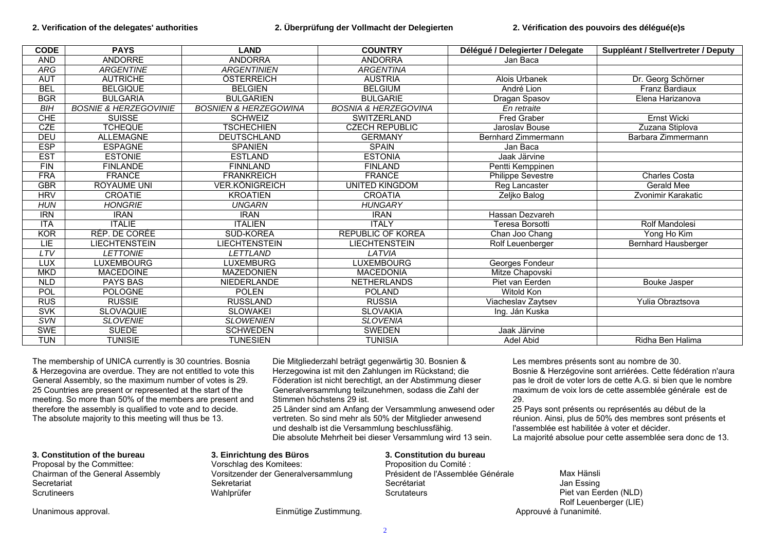**2. Verification of the delegates' authorities** **2. Überprüfung der Vollmacht der Delegierten** **2. Vérification des pouvoirs des délégué(e)s**

| CODE | PAYS | LAND | COUNTRY | Délégué / Delegierter / Delegate | Suppléant / Stellvertreter / Deputy |
|---|---|---|---|---|---|
| AND | ANDORRE | ANDORRA | ANDORRA | Jan Baca | |
| *ARG* | *ARGENTINE* | *ARGENTINIEN* | *ARGENTINA* | | |
| AUT | AUTRICHE | ÖSTERREICH | AUSTRIA | Alois Urbanek | Dr. Georg Schörner |
| BEL | BELGIQUE | BELGIEN | BELGIUM | André Lion | Franz Bardiaux |
| BGR | BULGARIA | BULGARIEN | BULGARIE | Dragan Spasov | Elena Harizanova |
| *BIH* | *BOSNIE & HERZEGOVINIE* | *BOSNIEN & HERZEGOWINA* | *BOSNIA & HERZEGOVINA* | *En retraite* | |
| CHE | SUISSE | SCHWEIZ | SWITZERLAND | Fred Graber | Ernst Wicki |
| CZE | TCHEQUE | TSCHECHIEN | CZECH REPUBLIC | Jaroslav Bouse | Zuzana Stiplova |
| DEU | ALLEMAGNE | DEUTSCHLAND | GERMANY | Bernhard Zimmermann | Barbara Zimmermann |
| ESP | ESPAGNE | SPANIEN | SPAIN | Jan Baca | |
| EST | ESTONIE | ESTLAND | ESTONIA | Jaak Järvine | |
| FIN | FINLANDE | FINNLAND | FINLAND | Pentti Kemppinen | |
| FRA | FRANCE | FRANKREICH | FRANCE | Philippe Sevestre | Charles Costa |
| GBR | ROYAUME UNI | VER.KÖNIGREICH | UNITED KINGDOM | Reg Lancaster | Gerald Mee |
| HRV | CROATIE | KROATIEN | CROATIA | Zeljko Balog | Zvonimir Karakatic |
| *HUN* | *HONGRIE* | *UNGARN* | *HUNGARY* | | |
| IRN | IRAN | IRAN | IRAN | Hassan Dezvareh | |
| ITA | ITALIE | ITALIEN | ITALY | Teresa Borsotti | Rolf Mandolesi |
| KOR | RÉP. DE CORÉE | SÜD-KOREA | REPUBLIC OF KOREA | Chan Joo Chang | Yong Ho Kim |
| LIE | LIECHTENSTEIN | LIECHTENSTEIN | LIECHTENSTEIN | Rolf Leuenberger | Bernhard Hausberger |
| *LTV* | *LETTONIE* | *LETTLAND* | *LATVIA* | | |
| LUX | LUXEMBOURG | LUXEMBURG | LUXEMBOURG | Georges Fondeur | |
| MKD | MACEDOINE | MAZEDONIEN | MACEDONIA | Mitze Chapovski | |
| NLD | PAYS BAS | NIEDERLANDE | NETHERLANDS | Piet van Eerden | Bouke Jasper |
| POL | POLOGNE | POLEN | POLAND | Witold Kon | |
| RUS | RUSSIE | RUSSLAND | RUSSIA | Viacheslav Zaytsev | Yulia Obraztsova |
| SVK | SLOVAQUIE | SLOWAKEI | SLOVAKIA | Ing. Ján Kuska | |
| *SVN* | *SLOVENIE* | *SLOWENIEN* | *SLOVENIA* | | |
| SWE | SUEDE | SCHWEDEN | SWEDEN | Jaak Järvine | |
| TUN | TUNISIE | TUNESIEN | TUNISIA | Adel Abid | Ridha Ben Halima |

The membership of UNICA currently is 30 countries. Bosnia & Herzegovina are overdue. They are not entitled to vote this General Assembly, so the maximum number of votes is 29. 25 Countries are present or represented at the start of the meeting. So more than 50% of the members are present and therefore the assembly is qualified to vote and to decide. The absolute majority to this meeting will thus be 13.

Die Mitgliederzahl beträgt gegenwärtig 30. Bosnien & Herzegowina ist mit den Zahlungen im Rückstand; die Föderation ist nicht berechtigt, an der Abstimmung dieser Generalversammlung teilzunehmen, sodass die Zahl der Stimmen höchstens 29 ist.
25 Länder sind am Anfang der Versammlung anwesend oder vertreten. So sind mehr als 50% der Mitglieder anwesend und deshalb ist die Versammlung beschlussfähig.
Die absolute Mehrheit bei dieser Versammlung wird 13 sein.

Les membres présents sont au nombre de 30.
Bosnie & Herzégovine sont arriérées. Cette fédération n'aura pas le droit de voter lors de cette A.G. si bien que le nombre maximum de voix lors de cette assemblée générale est de 29.
25 Pays sont présents ou représentés au début de la réunion. Ainsi, plus de 50% des membres sont présents et l'assemblée est habilitée à voter et décider.
La majorité absolue pour cette assemblée sera donc de 13.

**3. Constitution of the bureau**
Proposal by the Committee:
Chairman of the General Assembly
Secretariat
Scrutineers

**3. Einrichtung des Büros**
Vorschlag des Komitees:
Vorsitzender der Generalversammlung
Sekretariat
Wahlprüfer

**3. Constitution du bureau**
Proposition du Comité :
Président de l'Assemblée Générale
Secrétariat
Scrutateurs

Max Hänsli
Jan Essing
Piet van Eerden (NLD)
Rolf Leuenberger (LIE)

Unanimous approval.

Einmütige Zustimmung.

Approuvé à l'unanimité.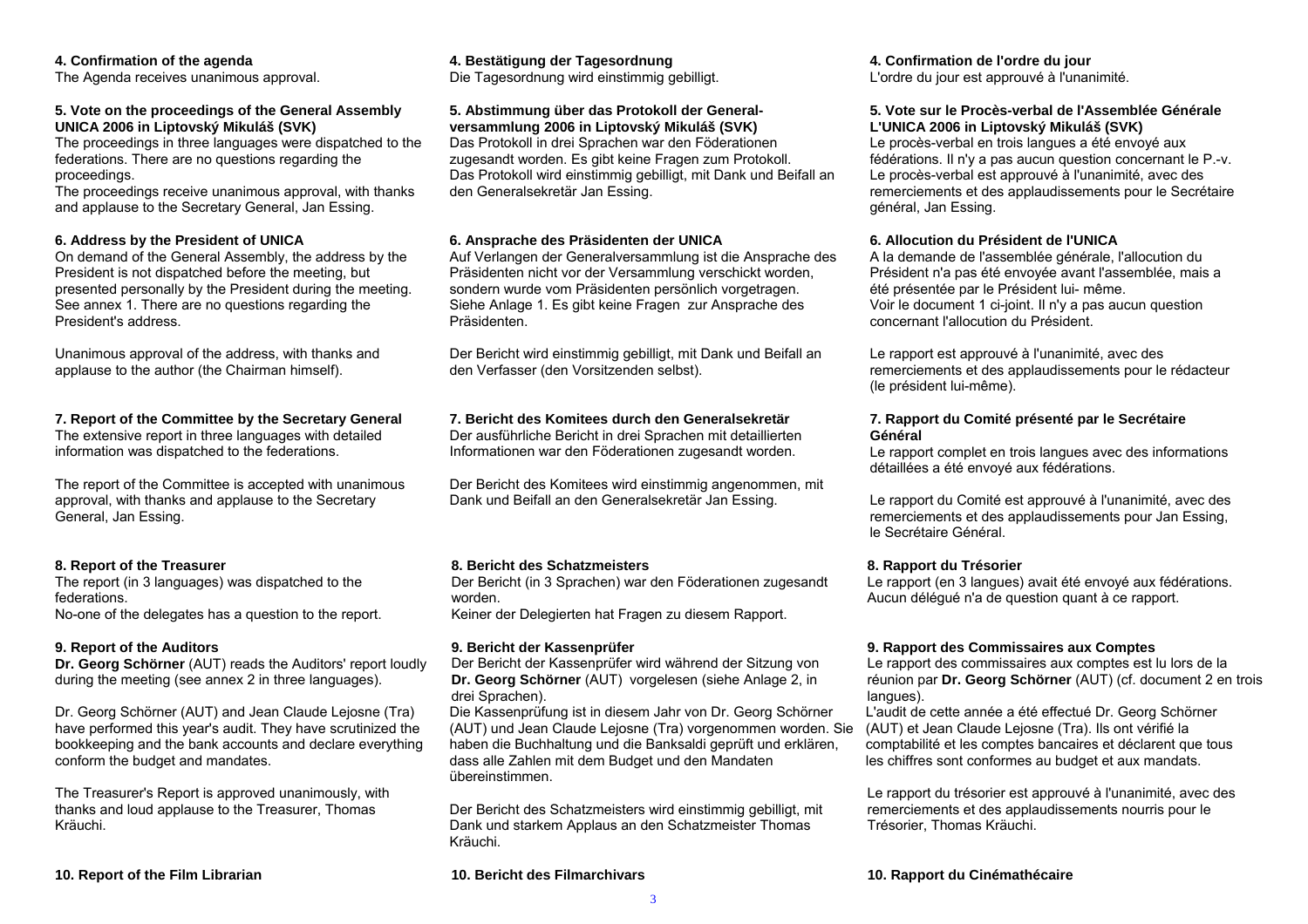**4. Confirmation of the agenda**
The Agenda receives unanimous approval.

**5. Vote on the proceedings of the General Assembly UNICA 2006 in Liptovský Mikuláš (SVK)**
The proceedings in three languages were dispatched to the federations. There are no questions regarding the proceedings.
The proceedings receive unanimous approval, with thanks and applause to the Secretary General, Jan Essing.

**6. Address by the President of UNICA**
On demand of the General Assembly, the address by the President is not dispatched before the meeting, but presented personally by the President during the meeting. See annex 1. There are no questions regarding the President's address.

Unanimous approval of the address, with thanks and applause to the author (the Chairman himself).

**7. Report of the Committee by the Secretary General**
The extensive report in three languages with detailed information was dispatched to the federations.

The report of the Committee is accepted with unanimous approval, with thanks and applause to the Secretary General, Jan Essing.

**8. Report of the Treasurer**
The report (in 3 languages) was dispatched to the federations.
No-one of the delegates has a question to the report.

**9. Report of the Auditors**
**Dr. Georg Schörner** (AUT) reads the Auditors' report loudly during the meeting (see annex 2 in three languages).

Dr. Georg Schörner (AUT) and Jean Claude Lejosne (Tra) have performed this year's audit. They have scrutinized the bookkeeping and the bank accounts and declare everything conform the budget and mandates.

The Treasurer's Report is approved unanimously, with thanks and loud applause to the Treasurer, Thomas Kräuchi.

**10. Report of the Film Librarian**

**4. Bestätigung der Tagesordnung**
Die Tagesordnung wird einstimmig gebilligt.

**5. Abstimmung über das Protokoll der Generalversammlung 2006 in Liptovský Mikuláš (SVK)**
Das Protokoll in drei Sprachen war den Föderationen zugesandt worden. Es gibt keine Fragen zum Protokoll.
Das Protokoll wird einstimmig gebilligt, mit Dank und Beifall an den Generalsekretär Jan Essing.

**6. Ansprache des Präsidenten der UNICA**
Auf Verlangen der Generalversammlung ist die Ansprache des Präsidenten nicht vor der Versammlung verschickt worden, sondern wurde vom Präsidenten persönlich vorgetragen. Siehe Anlage 1. Es gibt keine Fragen zur Ansprache des Präsidenten.

Der Bericht wird einstimmig gebilligt, mit Dank und Beifall an den Verfasser (den Vorsitzenden selbst).

**7. Bericht des Komitees durch den Generalsekretär**
Der ausführliche Bericht in drei Sprachen mit detaillierten Informationen war den Föderationen zugesandt worden.

Der Bericht des Komitees wird einstimmig angenommen, mit Dank und Beifall an den Generalsekretär Jan Essing.

**8. Bericht des Schatzmeisters**
Der Bericht (in 3 Sprachen) war den Föderationen zugesandt worden.
Keiner der Delegierten hat Fragen zu diesem Rapport.

**9. Bericht der Kassenprüfer**
Der Bericht der Kassenprüfer wird während der Sitzung von **Dr. Georg Schörner** (AUT) vorgelesen (siehe Anlage 2, in drei Sprachen).
Die Kassenprüfung ist in diesem Jahr von Dr. Georg Schörner (AUT) und Jean Claude Lejosne (Tra) vorgenommen worden. Sie haben die Buchhaltung und die Banksaldi geprüft und erklären, dass alle Zahlen mit dem Budget und den Mandaten übereinstimmen.

Der Bericht des Schatzmeisters wird einstimmig gebilligt, mit Dank und starkem Applaus an den Schatzmeister Thomas Kräuchi.

**10. Bericht des Filmarchivars**

**4. Confirmation de l'ordre du jour**
L'ordre du jour est approuvé à l'unanimité.

**5. Vote sur le Procès-verbal de l'Assemblée Générale L'UNICA 2006 in Liptovský Mikuláš (SVK)**
Le procès-verbal en trois langues a été envoyé aux fédérations. Il n'y a pas aucun question concernant le P.-v.
Le procès-verbal est approuvé à l'unanimité, avec des remerciements et des applaudissements pour le Secrétaire général, Jan Essing.

**6. Allocution du Président de l'UNICA**
A la demande de l'assemblée générale, l'allocution du Président n'a pas été envoyée avant l'assemblée, mais a été présentée par le Président lui- même.
Voir le document 1 ci-joint. Il n'y a pas aucun question concernant l'allocution du Président.

Le rapport est approuvé à l'unanimité, avec des remerciements et des applaudissements pour le rédacteur (le président lui-même).

**7. Rapport du Comité présenté par le Secrétaire Général**
Le rapport complet en trois langues avec des informations détaillées a été envoyé aux fédérations.

Le rapport du Comité est approuvé à l'unanimité, avec des remerciements et des applaudissements pour Jan Essing, le Secrétaire Général.

**8. Rapport du Trésorier**
Le rapport (en 3 langues) avait été envoyé aux fédérations. Aucun délégué n'a de question quant à ce rapport.

**9. Rapport des Commissaires aux Comptes**
Le rapport des commissaires aux comptes est lu lors de la réunion par **Dr. Georg Schörner** (AUT) (cf. document 2 en trois langues).
L'audit de cette année a été effectué Dr. Georg Schörner (AUT) et Jean Claude Lejosne (Tra). Ils ont vérifié la comptabilité et les comptes bancaires et déclarent que tous les chiffres sont conformes au budget et aux mandats.

Le rapport du trésorier est approuvé à l'unanimité, avec des remerciements et des applaudissements nourris pour le Trésorier, Thomas Kräuchi.

**10. Rapport du Cinémathécaire**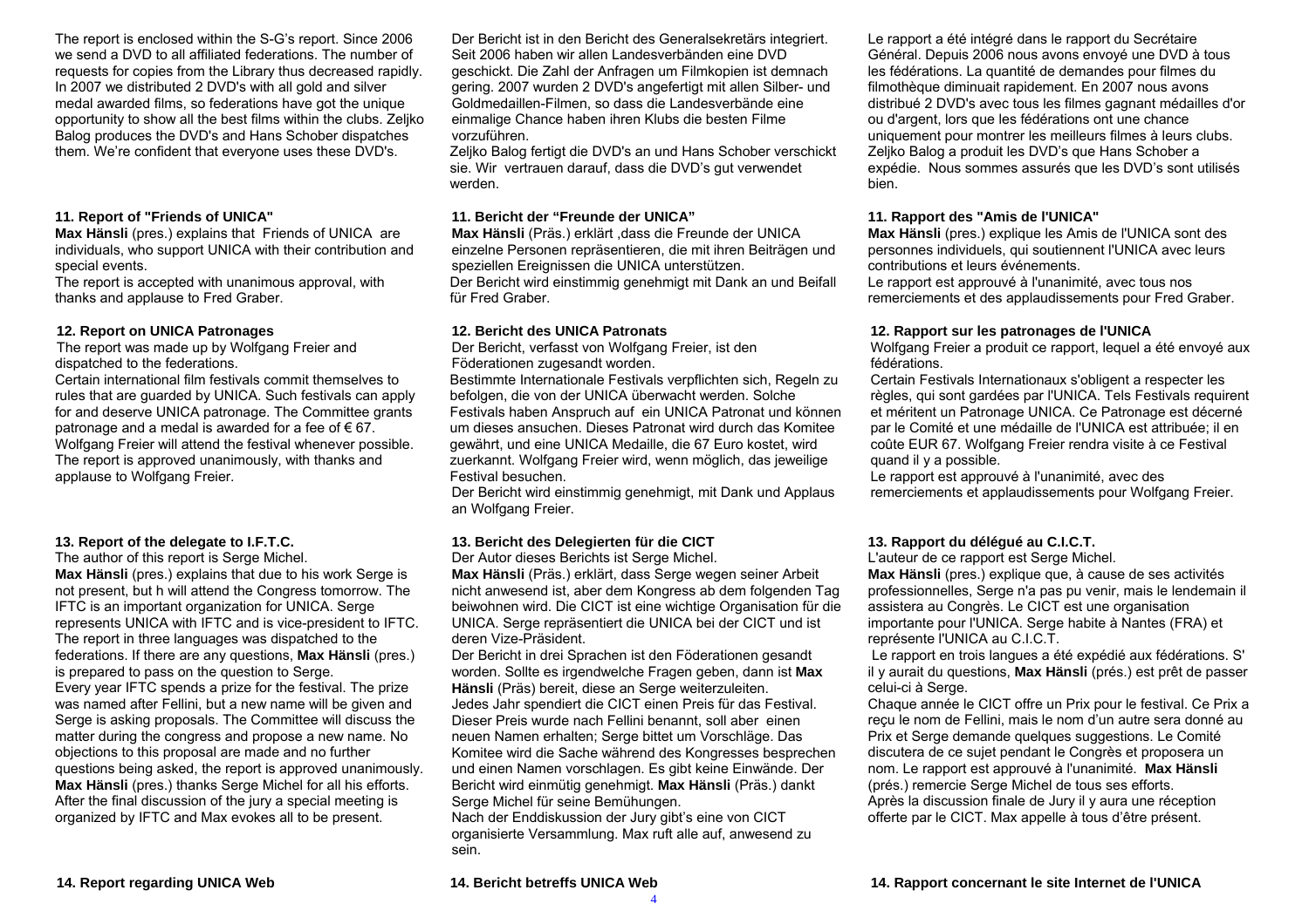The report is enclosed within the S-G's report. Since 2006 we send a DVD to all affiliated federations. The number of requests for copies from the Library thus decreased rapidly. In 2007 we distributed 2 DVD's with all gold and silver medal awarded films, so federations have got the unique opportunity to show all the best films within the clubs. Zeljko Balog produces the DVD's and Hans Schober dispatches them. We're confident that everyone uses these DVD's.

### 11. Report of "Friends of UNICA"

**Max Hänsli** (pres.) explains that Friends of UNICA are individuals, who support UNICA with their contribution and special events.

The report is accepted with unanimous approval, with thanks and applause to Fred Graber.

### 12. Report on UNICA Patronages

The report was made up by Wolfgang Freier and dispatched to the federations.

Certain international film festivals commit themselves to rules that are guarded by UNICA. Such festivals can apply for and deserve UNICA patronage. The Committee grants patronage and a medal is awarded for a fee of € 67. Wolfgang Freier will attend the festival whenever possible. The report is approved unanimously, with thanks and applause to Wolfgang Freier.

### 13. Report of the delegate to I.F.T.C.

The author of this report is Serge Michel.

**Max Hänsli** (pres.) explains that due to his work Serge is not present, but h will attend the Congress tomorrow. The IFTC is an important organization for UNICA. Serge represents UNICA with IFTC and is vice-president to IFTC. The report in three languages was dispatched to the federations. If there are any questions, **Max Hänsli** (pres.) is prepared to pass on the question to Serge.

Every year IFTC spends a prize for the festival. The prize was named after Fellini, but a new name will be given and Serge is asking proposals. The Committee will discuss the matter during the congress and propose a new name. No objections to this proposal are made and no further questions being asked, the report is approved unanimously. **Max Hänsli** (pres.) thanks Serge Michel for all his efforts. After the final discussion of the jury a special meeting is organized by IFTC and Max evokes all to be present.

### 14. Report regarding UNICA Web

---

Der Bericht ist in den Bericht des Generalsekretärs integriert. Seit 2006 haben wir allen Landesverbänden eine DVD geschickt. Die Zahl der Anfragen um Filmkopien ist demnach gering. 2007 wurden 2 DVD's angefertigt mit allen Silber- und Goldmedaillen-Filmen, so dass die Landesverbände eine einmalige Chance haben ihren Klubs die besten Filme vorzuführen.

Zeljko Balog fertigt die DVD's an und Hans Schober verschickt sie. Wir vertrauen darauf, dass die DVD's gut verwendet werden.

### 11. Bericht der "Freunde der UNICA"

**Max Hänsli** (Präs.) erklärt ,dass die Freunde der UNICA einzelne Personen repräsentieren, die mit ihren Beiträgen und speziellen Ereignissen die UNICA unterstützen.

Der Bericht wird einstimmig genehmigt mit Dank an und Beifall für Fred Graber.

### 12. Bericht des UNICA Patronats

Der Bericht, verfasst von Wolfgang Freier, ist den Föderationen zugesandt worden.

Bestimmte Internationale Festivals verpflichten sich, Regeln zu befolgen, die von der UNICA überwacht werden. Solche Festivals haben Anspruch auf ein UNICA Patronat und können um dieses ansuchen. Dieses Patronat wird durch das Komitee gewährt, und eine UNICA Medaille, die 67 Euro kostet, wird zuerkannt. Wolfgang Freier wird, wenn möglich, das jeweilige Festival besuchen.

Der Bericht wird einstimmig genehmigt, mit Dank und Applaus an Wolfgang Freier.

### 13. Bericht des Delegierten für die CICT

Der Autor dieses Berichts ist Serge Michel.

**Max Hänsli** (Präs.) erklärt, dass Serge wegen seiner Arbeit nicht anwesend ist, aber dem Kongress ab dem folgenden Tag beiwohnen wird. Die CICT ist eine wichtige Organisation für die UNICA. Serge repräsentiert die UNICA bei der CICT und ist deren Vize-Präsident.

Der Bericht in drei Sprachen ist den Föderationen gesandt worden. Sollte es irgendwelche Fragen geben, dann ist **Max Hänsli** (Präs) bereit, diese an Serge weiterzuleiten.

Jedes Jahr spendiert die CICT einen Preis für das Festival. Dieser Preis wurde nach Fellini benannt, soll aber einen neuen Namen erhalten; Serge bittet um Vorschläge. Das Komitee wird die Sache während des Kongresses besprechen und einen Namen vorschlagen. Es gibt keine Einwände. Der Bericht wird einmütig genehmigt. **Max Hänsli** (Präs.) dankt Serge Michel für seine Bemühungen.

Nach der Enddiskussion der Jury gibt's eine von CICT organisierte Versammlung. Max ruft alle auf, anwesend zu sein.

### 14. Bericht betreffs UNICA Web

---

Le rapport a été intégré dans le rapport du Secrétaire Général. Depuis 2006 nous avons envoyé une DVD à tous les fédérations. La quantité de demandes pour filmes du filmothèque diminuait rapidement. En 2007 nous avons distribué 2 DVD's avec tous les filmes gagnant médailles d'or ou d'argent, lors que les fédérations ont une chance uniquement pour montrer les meilleurs filmes à leurs clubs. Zeljko Balog a produit les DVD's que Hans Schober a expédie. Nous sommes assurés que les DVD's sont utilisés bien.

### 11. Rapport des "Amis de l'UNICA"

**Max Hänsli** (pres.) explique les Amis de l'UNICA sont des personnes individuels, qui soutiennent l'UNICA avec leurs contributions et leurs événements.

Le rapport est approuvé à l'unanimité, avec tous nos remerciements et des applaudissements pour Fred Graber.

### 12. Rapport sur les patronages de l'UNICA

Wolfgang Freier a produit ce rapport, lequel a été envoyé aux fédérations.

Certain Festivals Internationaux s'obligent a respecter les règles, qui sont gardées par l'UNICA. Tels Festivals requirent et méritent un Patronage UNICA. Ce Patronage est décerné par le Comité et une médaille de l'UNICA est attribuée; il en coûte EUR 67. Wolfgang Freier rendra visite à ce Festival quand il y a possible.

Le rapport est approuvé à l'unanimité, avec des remerciements et applaudissements pour Wolfgang Freier.

### 13. Rapport du délégué au C.I.C.T.

L'auteur de ce rapport est Serge Michel.

**Max Hänsli** (pres.) explique que, à cause de ses activités professionnelles, Serge n'a pas pu venir, mais le lendemain il assistera au Congrès. Le CICT est une organisation importante pour l'UNICA. Serge habite à Nantes (FRA) et représente l'UNICA au C.I.C.T.

Le rapport en trois langues a été expédié aux fédérations. S' il y aurait du questions, **Max Hänsli** (prés.) est prêt de passer celui-ci à Serge.

Chaque année le CICT offre un Prix pour le festival. Ce Prix a reçu le nom de Fellini, mais le nom d'un autre sera donné au Prix et Serge demande quelques suggestions. Le Comité discutera de ce sujet pendant le Congrès et proposera un nom. Le rapport est approuvé à l'unanimité. **Max Hänsli** (prés.) remercie Serge Michel de tous ses efforts.

Après la discussion finale de Jury il y aura une réception offerte par le CICT. Max appelle à tous d'être présent.

### 14. Rapport concernant le site Internet de l'UNICA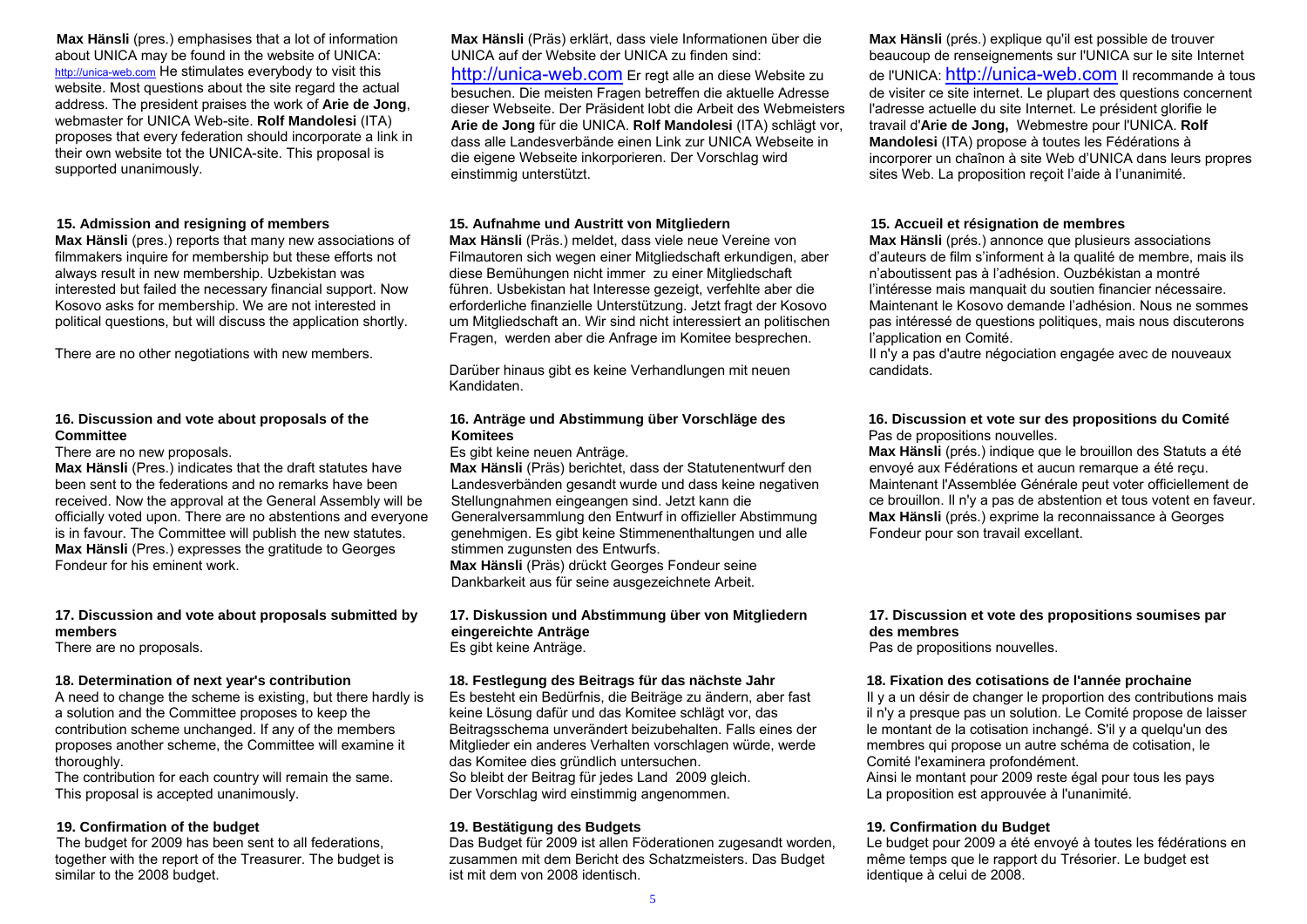**Max Hänsli** (pres.) emphasises that a lot of information about UNICA may be found in the website of UNICA: http://unica-web.com He stimulates everybody to visit this website. Most questions about the site regard the actual address. The president praises the work of **Arie de Jong**, webmaster for UNICA Web-site. **Rolf Mandolesi** (ITA) proposes that every federation should incorporate a link in their own website tot the UNICA-site. This proposal is supported unanimously.

### 15. Admission and resigning of members

**Max Hänsli** (pres.) reports that many new associations of filmmakers inquire for membership but these efforts not always result in new membership. Uzbekistan was interested but failed the necessary financial support. Now Kosovo asks for membership. We are not interested in political questions, but will discuss the application shortly.

There are no other negotiations with new members.

### 16. Discussion and vote about proposals of the Committee

There are no new proposals.

**Max Hänsli** (Pres.) indicates that the draft statutes have been sent to the federations and no remarks have been received. Now the approval at the General Assembly will be officially voted upon. There are no abstentions and everyone is in favour. The Committee will publish the new statutes.

**Max Hänsli** (Pres.) expresses the gratitude to Georges Fondeur for his eminent work.

### 17. Discussion and vote about proposals submitted by members

There are no proposals.

### 18. Determination of next year's contribution

A need to change the scheme is existing, but there hardly is a solution and the Committee proposes to keep the contribution scheme unchanged. If any of the members proposes another scheme, the Committee will examine it thoroughly.

The contribution for each country will remain the same. This proposal is accepted unanimously.

### 19. Confirmation of the budget

The budget for 2009 has been sent to all federations, together with the report of the Treasurer. The budget is similar to the 2008 budget.

---

**Max Hänsli** (Präs) erklärt, dass viele Informationen über die UNICA auf der Website der UNICA zu finden sind: http://unica-web.com Er regt alle an diese Website zu besuchen. Die meisten Fragen betreffen die aktuelle Adresse dieser Webseite. Der Präsident lobt die Arbeit des Webmeisters **Arie de Jong** für die UNICA. **Rolf Mandolesi** (ITA) schlägt vor, dass alle Landesverbände einen Link zur UNICA Webseite in die eigene Webseite inkorporieren. Der Vorschlag wird einstimmig unterstützt.

### 15. Aufnahme und Austritt von Mitgliedern

**Max Hänsli** (Präs.) meldet, dass viele neue Vereine von Filmautoren sich wegen einer Mitgliedschaft erkundigen, aber diese Bemühungen nicht immer zu einer Mitgliedschaft führen. Usbekistan hat Interesse gezeigt, verfehlte aber die erforderliche finanzielle Unterstützung. Jetzt fragt der Kosovo um Mitgliedschaft an. Wir sind nicht interessiert an politischen Fragen, werden aber die Anfrage im Komitee besprechen.

Darüber hinaus gibt es keine Verhandlungen mit neuen Kandidaten.

### 16. Anträge und Abstimmung über Vorschläge des Komitees

Es gibt keine neuen Anträge.

**Max Hänsli** (Präs.) berichtet, dass der Statutenentwurf den Landesverbänden gesandt wurde und dass keine negativen Stellungnahmen eingeangen sind. Jetzt kann die Generalversammlung den Entwurf in offizieller Abstimmung genehmigen. Es gibt keine Stimmenenthaltungen und alle stimmen zugunsten des Entwurfs.

**Max Hänsli** (Präs) drückt Georges Fondeur seine Dankbarkeit aus für seine ausgezeichnete Arbeit.

### 17. Diskussion und Abstimmung über von Mitgliedern eingereichte Anträge

Es gibt keine Anträge.

### 18. Festlegung des Beitrags für das nächste Jahr

Es besteht ein Bedürfnis, die Beiträge zu ändern, aber fast keine Lösung dafür und das Komitee schlägt vor, das Beitragsschema unverändert beizubehalten. Falls eines der Mitglieder ein anderes Verhalten vorschlagen würde, werde das Komitee dies gründlich untersuchen.

So bleibt der Beitrag für jedes Land 2009 gleich.

Der Vorschlag wird einstimmig angenommen.

### 19. Bestätigung des Budgets

Das Budget für 2009 ist allen Föderationen zugesandt worden, zusammen mit dem Bericht des Schatzmeisters. Das Budget ist mit dem von 2008 identisch.

---

**Max Hänsli** (prés.) explique qu'il est possible de trouver beaucoup de renseignements sur l'UNICA sur le site Internet de l'UNICA: http://unica-web.com Il recommande à tous de visiter ce site internet. Le plupart des questions concernent l'adresse actuelle du site Internet. Le président glorifie le travail d'**Arie de Jong,** Webmestre pour l'UNICA. **Rolf Mandolesi** (ITA) propose à toutes les Fédérations à incorporer un chaînon à site Web d'UNICA dans leurs propres sites Web. La proposition reçoit l'aide à l'unanimité.

### 15. Accueil et résignation de membres

**Max Hänsli** (prés.) annonce que plusieurs associations d'auteurs de film s'informent à la qualité de membre, mais ils n'aboutissent pas à l'adhésion. Ouzbékistan a montré l'intéresse mais manquait du soutien financier nécessaire. Maintenant le Kosovo demande l'adhésion. Nous ne sommes pas intéressé de questions politiques, mais nous discuterons l'application en Comité.

Il n'y a pas d'autre négociation engagée avec de nouveaux candidats.

### 16. Discussion et vote sur des propositions du Comité

Pas de propositions nouvelles.

**Max Hänsli** (prés.) indique que le brouillon des Statuts a été envoyé aux Fédérations et aucun remarque a été reçu. Maintenant l'Assemblée Générale peut voter officiellement de ce brouillon. Il n'y a pas de abstention et tous votent en faveur.

**Max Hänsli** (prés.) exprime la reconnaissance à Georges Fondeur pour son travail excellant.

### 17. Discussion et vote des propositions soumises par des membres

Pas de propositions nouvelles.

### 18. Fixation des cotisations de l'année prochaine

Il y a un désir de changer le proportion des contributions mais il n'y a presque pas un solution. Le Comité propose de laisser le montant de la cotisation inchangé. S'il y a quelqu'un des membres qui propose un autre schéma de cotisation, le Comité l'examinera profondément.

Ainsi le montant pour 2009 reste égal pour tous les pays

La proposition est approuvée à l'unanimité.

### 19. Confirmation du Budget

Le budget pour 2009 a été envoyé à toutes les fédérations en même temps que le rapport du Trésorier. Le budget est identique à celui de 2008.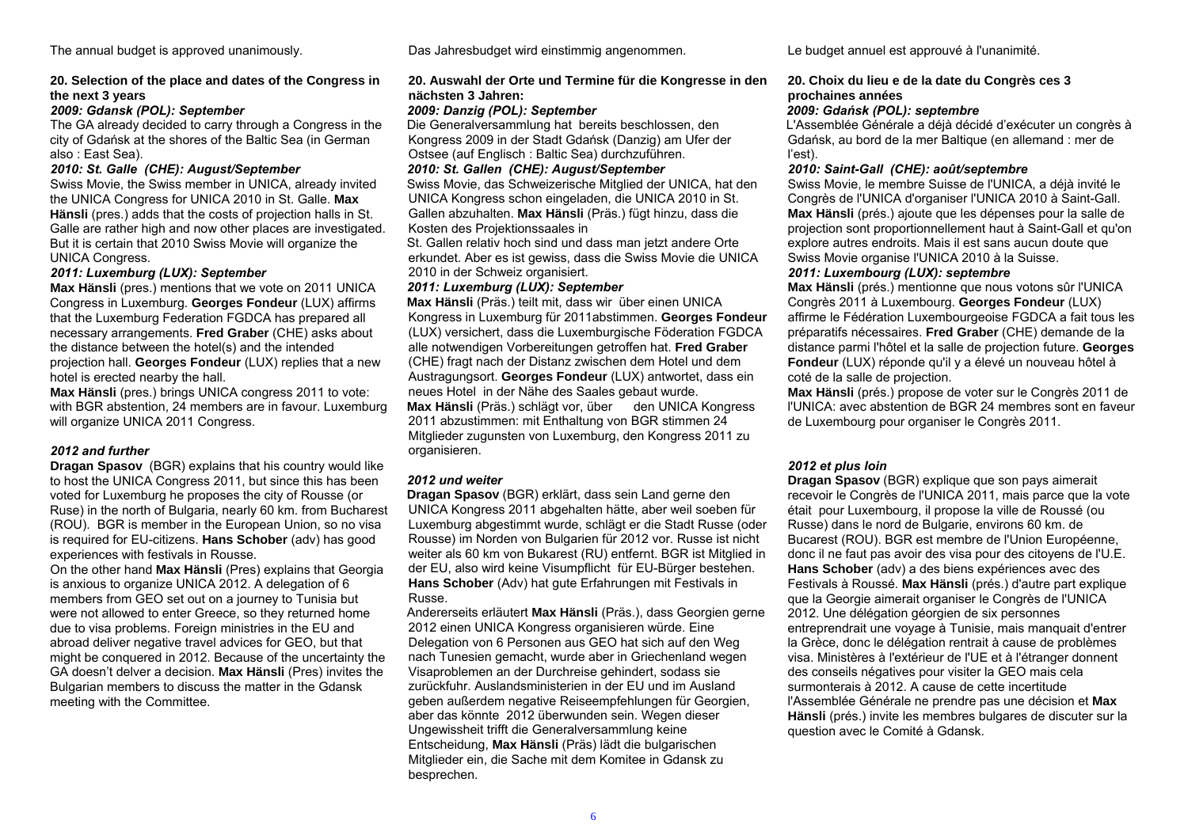The annual budget is approved unanimously.

**20. Selection of the place and dates of the Congress in the next 3 years**

***2009: Gdansk (POL): September***

The GA already decided to carry through a Congress in the city of Gdańsk at the shores of the Baltic Sea (in German also : East Sea).

***2010: St. Galle (CHE): August/September***

Swiss Movie, the Swiss member in UNICA, already invited the UNICA Congress for UNICA 2010 in St. Galle. **Max Hänsli** (pres.) adds that the costs of projection halls in St. Galle are rather high and now other places are investigated. But it is certain that 2010 Swiss Movie will organize the UNICA Congress.

***2011: Luxemburg (LUX): September***

**Max Hänsli** (pres.) mentions that we vote on 2011 UNICA Congress in Luxemburg. **Georges Fondeur** (LUX) affirms that the Luxemburg Federation FGDCA has prepared all necessary arrangements. **Fred Graber** (CHE) asks about the distance between the hotel(s) and the intended projection hall. **Georges Fondeur** (LUX) replies that a new hotel is erected nearby the hall.

**Max Hänsli** (pres.) brings UNICA congress 2011 to vote: with BGR abstention, 24 members are in favour. Luxemburg will organize UNICA 2011 Congress.

***2012 and further***

**Dragan Spasov** (BGR) explains that his country would like to host the UNICA Congress 2011, but since this has been voted for Luxemburg he proposes the city of Rousse (or Ruse) in the north of Bulgaria, nearly 60 km. from Bucharest (ROU). BGR is member in the European Union, so no visa is required for EU-citizens. **Hans Schober** (adv) has good experiences with festivals in Rousse.

On the other hand **Max Hänsli** (Pres) explains that Georgia is anxious to organize UNICA 2012. A delegation of 6 members from GEO set out on a journey to Tunisia but were not allowed to enter Greece, so they returned home due to visa problems. Foreign ministries in the EU and abroad deliver negative travel advices for GEO, but that might be conquered in 2012. Because of the uncertainty the GA doesn't delver a decision. **Max Hänsli** (Pres) invites the Bulgarian members to discuss the matter in the Gdansk meeting with the Committee.

Das Jahresbudget wird einstimmig angenommen.

**20. Auswahl der Orte und Termine für die Kongresse in den nächsten 3 Jahren:**

***2009: Danzig (POL): September***

Die Generalversammlung hat bereits beschlossen, den Kongress 2009 in der Stadt Gdańsk (Danzig) am Ufer der Ostsee (auf Englisch : Baltic Sea) durchzuführen.

***2010: St. Gallen (CHE): August/September***

Swiss Movie, das Schweizerische Mitglied der UNICA, hat den UNICA Kongress schon eingeladen, die UNICA 2010 in St. Gallen abzuhalten. **Max Hänsli** (Präs.) fügt hinzu, dass die Kosten des Projektionssaales in St. Gallen relativ hoch sind und dass man jetzt andere Orte erkundet. Aber es ist gewiss, dass die Swiss Movie die UNICA 2010 in der Schweiz organisiert.

***2011: Luxemburg (LUX): September***

**Max Hänsli** (Präs.) teilt mit, dass wir über einen UNICA Kongress in Luxemburg für 2011abstimmen. **Georges Fondeur** (LUX) versichert, dass die Luxemburgische Föderation FGDCA alle notwendigen Vorbereitungen getroffen hat. **Fred Graber** (CHE) fragt nach der Distanz zwischen dem Hotel und dem Austragungsort. **Georges Fondeur** (LUX) antwortet, dass ein neues Hotel in der Nähe des Saales gebaut wurde.

**Max Hänsli** (Präs.) schlägt vor, über den UNICA Kongress 2011 abzustimmen: mit Enthaltung von BGR stimmen 24 Mitglieder zugunsten von Luxemburg, den Kongress 2011 zu organisieren.

***2012 und weiter***

**Dragan Spasov** (BGR) erklärt, dass sein Land gerne den UNICA Kongress 2011 abgehalten hätte, aber weil soeben für Luxemburg abgestimmt wurde, schlägt er die Stadt Russe (oder Rousse) im Norden von Bulgarien für 2012 vor. Russe ist nicht weiter als 60 km von Bukarest (RU) entfernt. BGR ist Mitglied in der EU, also wird keine Visumpflicht für EU-Bürger bestehen. **Hans Schober** (Adv) hat gute Erfahrungen mit Festivals in Russe.

Andererseits erläutert **Max Hänsli** (Präs.), dass Georgien gerne 2012 einen UNICA Kongress organisieren würde. Eine Delegation von 6 Personen aus GEO hat sich auf den Weg nach Tunesien gemacht, wurde aber in Griechenland wegen Visaproblemen an der Durchreise gehindert, sodass sie zurückfuhr. Auslandsministerien in der EU und im Ausland geben außerdem negative Reiseempfehlungen für Georgien, aber das könnte 2012 überwunden sein. Wegen dieser Ungewissheit trifft die Generalversammlung keine Entscheidung, **Max Hänsli** (Präs) lädt die bulgarischen Mitglieder ein, die Sache mit dem Komitee in Gdansk zu besprechen.

Le budget annuel est approuvé à l'unanimité.

**20. Choix du lieu e de la date du Congrès ces 3 prochaines années**

***2009: Gdańsk (POL): septembre***

L'Assemblée Générale a déjà décidé d'exécuter un congrès à Gdańsk, au bord de la mer Baltique (en allemand : mer de l'est).

***2010: Saint-Gall (CHE): août/septembre***

Swiss Movie, le membre Suisse de l'UNICA, a déjà invité le Congrès de l'UNICA d'organiser l'UNICA 2010 à Saint-Gall. **Max Hänsli** (prés.) ajoute que les dépenses pour la salle de projection sont proportionnellement haut à Saint-Gall et qu'on explore autres endroits. Mais il est sans aucun doute que Swiss Movie organise l'UNICA 2010 à la Suisse.

***2011: Luxembourg (LUX): septembre***

**Max Hänsli** (prés.) mentionne que nous votons sûr l'UNICA Congrès 2011 à Luxembourg. **Georges Fondeur** (LUX) affirme le Fédération Luxembourgeoise FGDCA a fait tous les préparatifs nécessaires. **Fred Graber** (CHE) demande de la distance parmi l'hôtel et la salle de projection future. **Georges Fondeur** (LUX) réponde qu'il y a élevé un nouveau hôtel à coté de la salle de projection.

**Max Hänsli** (prés.) propose de voter sur le Congrès 2011 de l'UNICA: avec abstention de BGR 24 membres sont en faveur de Luxembourg pour organiser le Congrès 2011.

***2012 et plus loin***

**Dragan Spasov** (BGR) explique que son pays aimerait recevoir le Congrès de l'UNICA 2011, mais parce que la vote était pour Luxembourg, il propose la ville de Roussé (ou Russe) dans le nord de Bulgarie, environs 60 km. de Bucarest (ROU). BGR est membre de l'Union Européenne, donc il ne faut pas avoir des visa pour des citoyens de l'U.E. **Hans Schober** (adv) a des biens expériences avec des Festivals à Roussé. **Max Hänsli** (prés.) d'autre part explique que la Georgie aimerait organiser le Congrès de l'UNICA 2012. Une délégation géorgien de six personnes entreprendrait une voyage à Tunisie, mais manquait d'entrer la Grèce, donc le délégation rentrait à cause de problèmes visa. Ministères à l'extérieur de l'UE et à l'étranger donnent des conseils négatives pour visiter la GEO mais cela surmonterais à 2012. A cause de cette incertitude l'Assemblée Générale ne prendre pas une décision et **Max Hänsli** (prés.) invite les membres bulgares de discuter sur la question avec le Comité à Gdansk.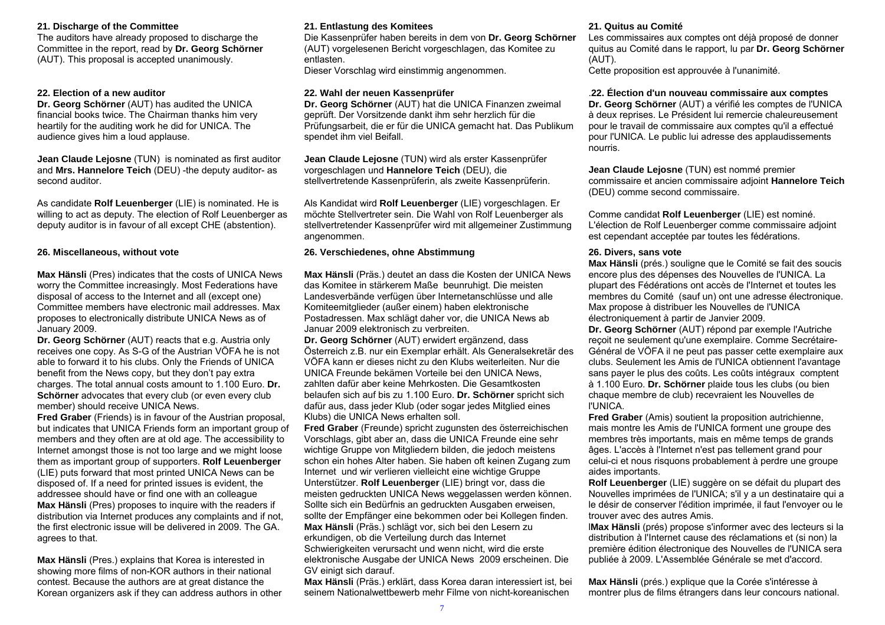**21. Discharge of the Committee**

The auditors have already proposed to discharge the Committee in the report, read by **Dr. Georg Schörner** (AUT). This proposal is accepted unanimously.

**22. Election of a new auditor**

**Dr. Georg Schörner** (AUT) has audited the UNICA financial books twice. The Chairman thanks him very heartily for the auditing work he did for UNICA. The audience gives him a loud applause.

**Jean Claude Lejosne** (TUN) is nominated as first auditor and **Mrs. Hannelore Teich** (DEU) -the deputy auditor- as second auditor.

As candidate **Rolf Leuenberger** (LIE) is nominated. He is willing to act as deputy. The election of Rolf Leuenberger as deputy auditor is in favour of all except CHE (abstention).

**26. Miscellaneous, without vote**

**Max Hänsli** (Pres) indicates that the costs of UNICA News worry the Committee increasingly. Most Federations have disposal of access to the Internet and all (except one) Committee members have electronic mail addresses. Max proposes to electronically distribute UNICA News as of January 2009.

**Dr. Georg Schörner** (AUT) reacts that e.g. Austria only receives one copy. As S-G of the Austrian VÖFA he is not able to forward it to his clubs. Only the Friends of UNICA benefit from the News copy, but they don't pay extra charges. The total annual costs amount to 1.100 Euro. **Dr. Schörner** advocates that every club (or even every club member) should receive UNICA News.

**Fred Graber** (Friends) is in favour of the Austrian proposal, but indicates that UNICA Friends form an important group of members and they often are at old age. The accessibility to Internet amongst those is not too large and we might loose them as important group of supporters. **Rolf Leuenberger** (LIE) puts forward that most printed UNICA News can be disposed of. If a need for printed issues is evident, the addressee should have or find one with an colleague

**Max Hänsli** (Pres) proposes to inquire with the readers if distribution via Internet produces any complaints and if not, the first electronic issue will be delivered in 2009. The GA. agrees to that.

**Max Hänsli** (Pres.) explains that Korea is interested in showing more films of non-KOR authors in their national contest. Because the authors are at great distance the Korean organizers ask if they can address authors in other

**21. Entlastung des Komitees**

Die Kassenprüfer haben bereits in dem von **Dr. Georg Schörner** (AUT) vorgelesenen Bericht vorgeschlagen, das Komitee zu entlasten.

Dieser Vorschlag wird einstimmig angenommen.

**22. Wahl der neuen Kassenprüfer**

**Dr. Georg Schörner** (AUT) hat die UNICA Finanzen zweimal geprüft. Der Vorsitzende dankt ihm sehr herzlich für die Prüfungsarbeit, die er für die UNICA gemacht hat. Das Publikum spendet ihm viel Beifall.

**Jean Claude Lejosne** (TUN) wird als erster Kassenprüfer vorgeschlagen und **Hannelore Teich** (DEU), die stellvertretende Kassenprüferin, als zweite Kassenprüferin.

Als Kandidat wird **Rolf Leuenberger** (LIE) vorgeschlagen. Er möchte Stellvertreter sein. Die Wahl von Rolf Leuenberger als stellvertretender Kassenprüfer wird mit allgemeiner Zustimmung angenommen.

**26. Verschiedenes, ohne Abstimmung**

**Max Hänsli** (Präs.) deutet an dass die Kosten der UNICA News das Komitee in stärkerem Maße beunruhigt. Die meisten Landesverbände verfügen über Internetanschlüsse und alle Komiteemitglieder (außer einem) haben elektronische Postadressen. Max schlägt daher vor, die UNICA News ab Januar 2009 elektronisch zu verbreiten.

**Dr. Georg Schörner** (AUT) erwidert ergänzend, dass Österreich z.B. nur ein Exemplar erhält. Als Generalsekretär des VÖFA kann er dieses nicht zu den Klubs weiterleiten. Nur die UNICA Freunde bekämen Vorteile bei den UNICA News, zahlten dafür aber keine Mehrkosten. Die Gesamtkosten belaufen sich auf bis zu 1.100 Euro. **Dr. Schörner** spricht sich dafür aus, dass jeder Klub (oder sogar jedes Mitglied eines Klubs) die UNICA News erhalten soll.

**Fred Graber** (Freunde) spricht zugunsten des österreichischen Vorschlags, gibt aber an, dass die UNICA Freunde eine sehr wichtige Gruppe von Mitgliedern bilden, die jedoch meistens schon ein hohes Alter haben. Sie haben oft keinen Zugang zum Internet und wir verlieren vielleicht eine wichtige Gruppe Unterstützer. **Rolf Leuenberger** (LIE) bringt vor, dass die meisten gedruckten UNICA News weggelassen werden können. Sollte sich ein Bedürfnis an gedruckten Ausgaben erweisen, sollte der Empfänger eine bekommen oder bei Kollegen finden.

**Max Hänsli** (Präs.) schlägt vor, sich bei den Lesern zu erkundigen, ob die Verteilung durch das Internet Schwierigkeiten verursacht und wenn nicht, wird die erste elektronische Ausgabe der UNICA News 2009 erscheinen. Die GV einigt sich darauf.

**Max Hänsli** (Präs.) erklärt, dass Korea daran interessiert ist, bei seinem Nationalwettbewerb mehr Filme von nicht-koreanischen

**21. Quitus au Comité**

Les commissaires aux comptes ont déjà proposé de donner quitus au Comité dans le rapport, lu par **Dr. Georg Schörner** (AUT).

Cette proposition est approuvée à l'unanimité.

.**22. Élection d'un nouveau commissaire aux comptes**

**Dr. Georg Schörner** (AUT) a vérifié les comptes de l'UNICA à deux reprises. Le Président lui remercie chaleureusement pour le travail de commissaire aux comptes qu'il a effectué pour l'UNICA. Le public lui adresse des applaudissements nourris.

**Jean Claude Lejosne** (TUN) est nommé premier commissaire et ancien commissaire adjoint **Hannelore Teich** (DEU) comme second commissaire.

Comme candidat **Rolf Leuenberger** (LIE) est nominé. L'élection de Rolf Leuenberger comme commissaire adjoint est cependant acceptée par toutes les fédérations.

**26. Divers, sans vote**

**Max Hänsli** (prés.) souligne que le Comité se fait des soucis encore plus des dépenses des Nouvelles de l'UNICA. La plupart des Fédérations ont accès de l'Internet et toutes les membres du Comité (sauf un) ont une adresse électronique. Max propose à distribuer les Nouvelles de l'UNICA électroniquement à partir de Janvier 2009.

**Dr. Georg Schörner** (AUT) répond par exemple l'Autriche reçoit ne seulement qu'une exemplaire. Comme Secrétaire-Général de VÖFA il ne peut pas passer cette exemplaire aux clubs. Seulement les Amis de l'UNICA obtiennent l'avantage sans payer le plus des coûts. Les coûts intégraux comptent à 1.100 Euro. **Dr. Schörner** plaide tous les clubs (ou bien chaque membre de club) recevraient les Nouvelles de l'UNICA.

**Fred Graber** (Amis) soutient la proposition autrichienne, mais montre les Amis de l'UNICA forment une groupe des membres très importants, mais en même temps de grands âges. L'accès à l'Internet n'est pas tellement grand pour celui-ci et nous risquons probablement à perdre une groupe aides importants.

**Rolf Leuenberger** (LIE) suggère on se défait du plupart des Nouvelles imprimées de l'UNICA; s'il y a un destinataire qui a le désir de conserver l'édition imprimée, il faut l'envoyer ou le trouver avec des autres Amis.

l**Max Hänsli** (prés) propose s'informer avec des lecteurs si la distribution à l'Internet cause des réclamations et (si non) la première édition électronique des Nouvelles de l'UNICA sera publiée à 2009. L'Assemblée Générale se met d'accord.

**Max Hänsli** (prés.) explique que la Corée s'intéresse à montrer plus de films étrangers dans leur concours national.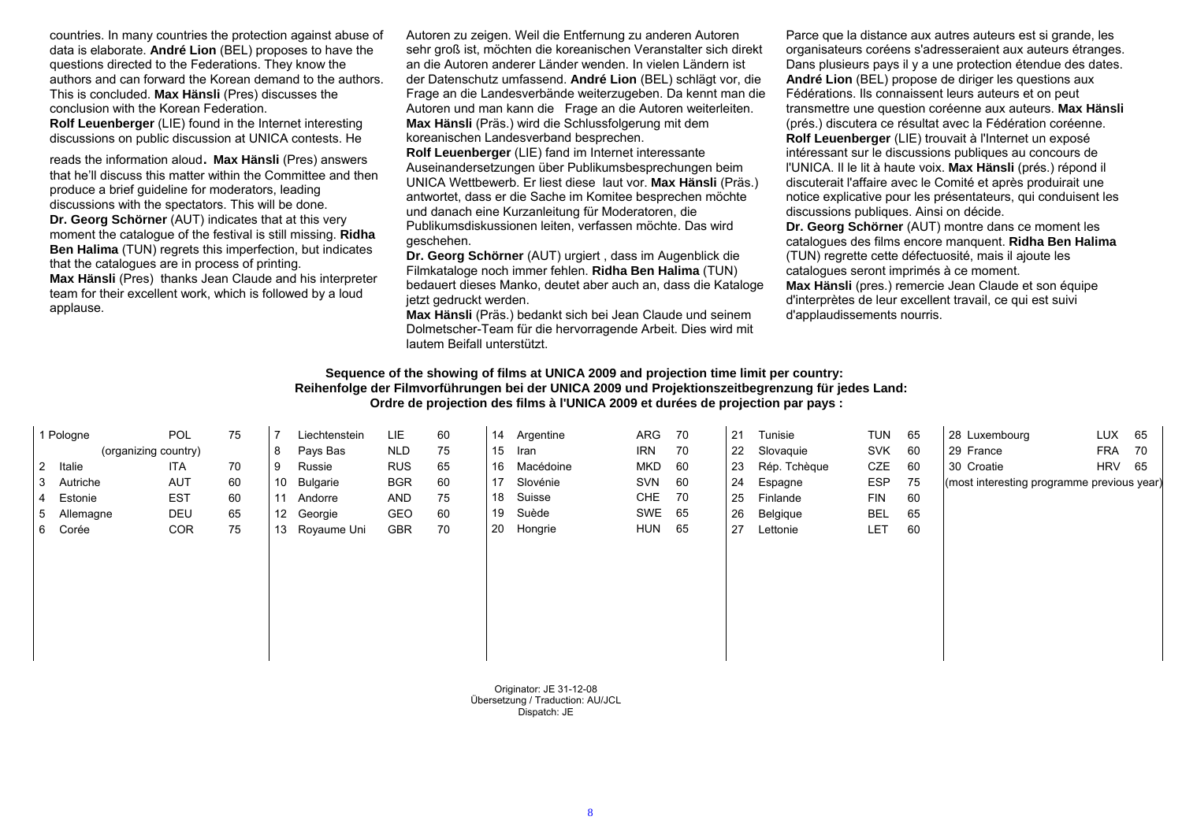countries. In many countries the protection against abuse of data is elaborate. **André Lion** (BEL) proposes to have the questions directed to the Federations. They know the authors and can forward the Korean demand to the authors. This is concluded. **Max Hänsli** (Pres) discusses the conclusion with the Korean Federation.

**Rolf Leuenberger** (LIE) found in the Internet interesting discussions on public discussion at UNICA contests. He reads the information aloud**.** **Max Hänsli** (Pres) answers that he'll discuss this matter within the Committee and then produce a brief guideline for moderators, leading discussions with the spectators. This will be done.

**Dr. Georg Schörner** (AUT) indicates that at this very moment the catalogue of the festival is still missing. **Ridha Ben Halima** (TUN) regrets this imperfection, but indicates that the catalogues are in process of printing.

**Max Hänsli** (Pres) thanks Jean Claude and his interpreter team for their excellent work, which is followed by a loud applause.

Autoren zu zeigen. Weil die Entfernung zu anderen Autoren sehr groß ist, möchten die koreanischen Veranstalter sich direkt an die Autoren anderer Länder wenden. In vielen Ländern ist der Datenschutz umfassend. **André Lion** (BEL) schlägt vor, die Frage an die Landesverbände weiterzugeben. Da kennt man die Autoren und man kann die Frage an die Autoren weiterleiten. **Max Hänsli** (Präs.) wird die Schlussfolgerung mit dem koreanischen Landesverband besprechen.

**Rolf Leuenberger** (LIE) fand im Internet interessante Auseinandersetzungen über Publikumsbesprechungen beim UNICA Wettbewerb. Er liest diese laut vor. **Max Hänsli** (Präs.) antwortet, dass er die Sache im Komitee besprechen möchte und danach eine Kurzanleitung für Moderatoren, die Publikumsdiskussionen leiten, verfassen möchte. Das wird geschehen.

**Dr. Georg Schörner** (AUT) urgiert , dass im Augenblick die Filmkataloge noch immer fehlen. **Ridha Ben Halima** (TUN) bedauert dieses Manko, deutet aber auch an, dass die Kataloge jetzt gedruckt werden.

**Max Hänsli** (Präs.) bedankt sich bei Jean Claude und seinem Dolmetscher-Team für die hervorragende Arbeit. Dies wird mit lautem Beifall unterstützt.

Parce que la distance aux autres auteurs est si grande, les organisateurs coréens s'adresseraient aux auteurs étranges. Dans plusieurs pays il y a une protection étendue des dates. **André Lion** (BEL) propose de diriger les questions aux Fédérations. Ils connaissent leurs auteurs et on peut transmettre une question coréenne aux auteurs. **Max Hänsli** (prés.) discutera ce résultat avec la Fédération coréenne.

**Rolf Leuenberger** (LIE) trouvait à l'Internet un exposé intéressant sur le discussions publiques au concours de l'UNICA. Il le lit à haute voix. **Max Hänsli** (prés.) répond il discuterait l'affaire avec le Comité et après produirait une notice explicative pour les présentateurs, qui conduisent les discussions publiques. Ainsi on décide.

**Dr. Georg Schörner** (AUT) montre dans ce moment les catalogues des films encore manquent. **Ridha Ben Halima** (TUN) regrette cette défectuosité, mais il ajoute les catalogues seront imprimés à ce moment.

**Max Hänsli** (pres.) remercie Jean Claude et son équipe d'interprètes de leur excellent travail, ce qui est suivi d'applaudissements nourris.

**Sequence of the showing of films at UNICA 2009 and projection time limit per country:**
**Reihenfolge der Filmvorführungen bei der UNICA 2009 und Projektionszeitbegrenzung für jedes Land:**
**Ordre de projection des films à l'UNICA 2009 et durées de projection par pays :**

| | | | | | | | | | | | | | | | | | | | |
|---|---|---|---|---|---|---|---|---|---|---|---|---|---|---|---|---|---|---|---|
| 1 | Pologne (organizing country) | POL | 75 | 7 | Liechtenstein | LIE | 60 | 14 | Argentine | ARG | 70 | 21 | Tunisie | TUN | 65 | 28 | Luxembourg | LUX | 65 |
| | | | | 8 | Pays Bas | NLD | 75 | 15 | Iran | IRN | 70 | 22 | Slovaquie | SVK | 60 | 29 | France | FRA | 70 |
| 2 | Italie | ITA | 70 | 9 | Russie | RUS | 65 | 16 | Macédoine | MKD | 60 | 23 | Rép. Tchèque | CZE | 60 | 30 | Croatie (most interesting programme previous year) | HRV | 65 |
| 3 | Autriche | AUT | 60 | 10 | Bulgarie | BGR | 60 | 17 | Slovénie | SVN | 60 | 24 | Espagne | ESP | 75 | | | | |
| 4 | Estonie | EST | 60 | 11 | Andorre | AND | 75 | 18 | Suisse | CHE | 70 | 25 | Finlande | FIN | 60 | | | | |
| 5 | Allemagne | DEU | 65 | 12 | Georgie | GEO | 60 | 19 | Suède | SWE | 65 | 26 | Belgique | BEL | 65 | | | | |
| 6 | Corée | COR | 75 | 13 | Royaume Uni | GBR | 70 | 20 | Hongrie | HUN | 65 | 27 | Lettonie | LET | 60 | | | | |

Originator: JE 31-12-08
Übersetzung / Traduction: AU/JCL
Dispatch: JE